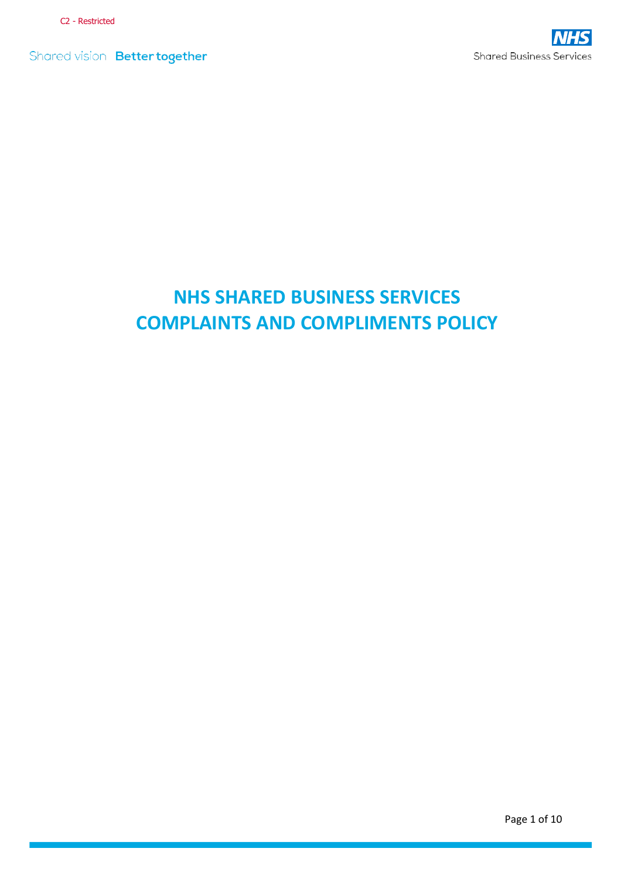# NHS SHARED BUSINESS SERVICES COMPLAINTS AND COMPLIMENTS POLICY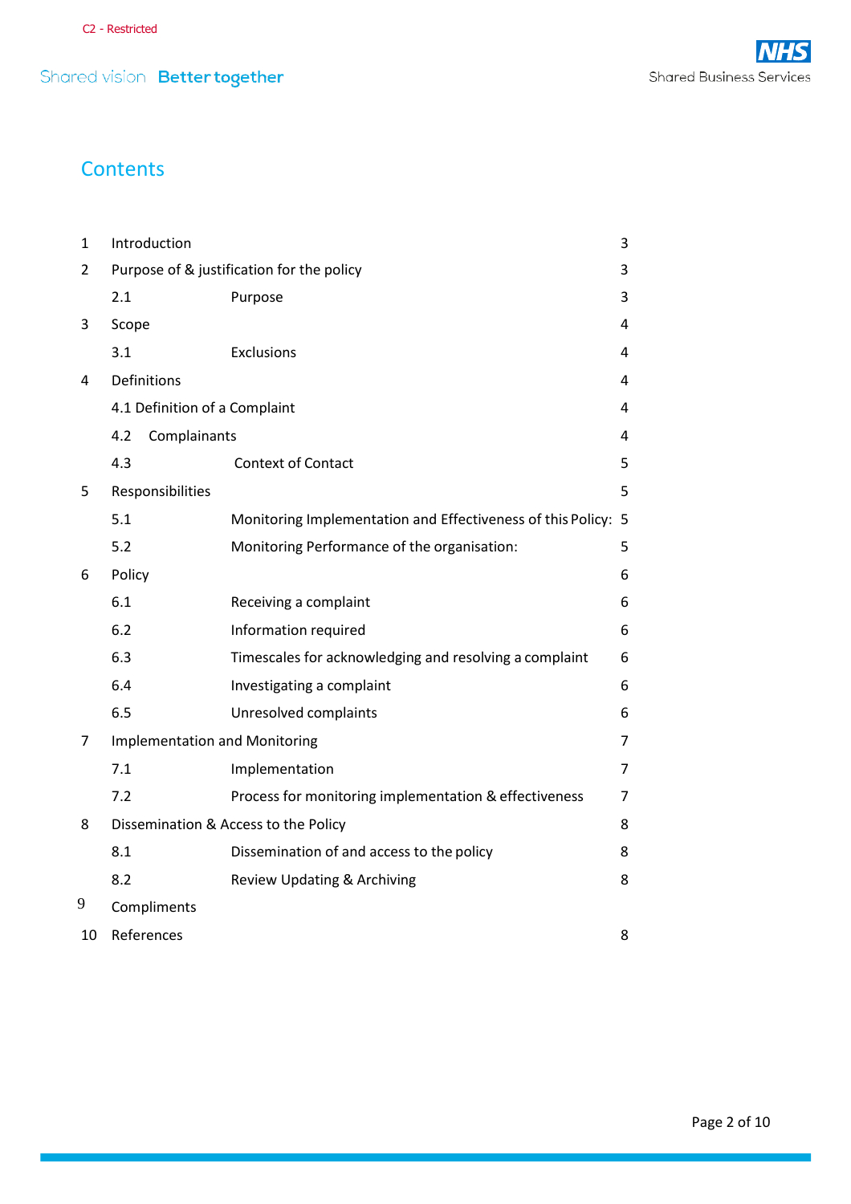# Contents

| | | |
|---|---|---|
| 1 | Introduction | 3 |
| 2 | Purpose of & justification for the policy | 3 |
| | 2.1 Purpose | 3 |
| 3 | Scope | 4 |
| | 3.1 Exclusions | 4 |
| 4 | Definitions | 4 |
| | 4.1 Definition of a Complaint | 4 |
| | 4.2 Complainants | 4 |
| | 4.3 Context of Contact | 5 |
| 5 | Responsibilities | 5 |
| | 5.1 Monitoring Implementation and Effectiveness of this Policy: | 5 |
| | 5.2 Monitoring Performance of the organisation: | 5 |
| 6 | Policy | 6 |
| | 6.1 Receiving a complaint | 6 |
| | 6.2 Information required | 6 |
| | 6.3 Timescales for acknowledging and resolving a complaint | 6 |
| | 6.4 Investigating a complaint | 6 |
| | 6.5 Unresolved complaints | 6 |
| 7 | Implementation and Monitoring | 7 |
| | 7.1 Implementation | 7 |
| | 7.2 Process for monitoring implementation & effectiveness | 7 |
| 8 | Dissemination & Access to the Policy | 8 |
| | 8.1 Dissemination of and access to the policy | 8 |
| | 8.2 Review Updating & Archiving | 8 |
| 9 | Compliments | |
| 10 | References | 8 |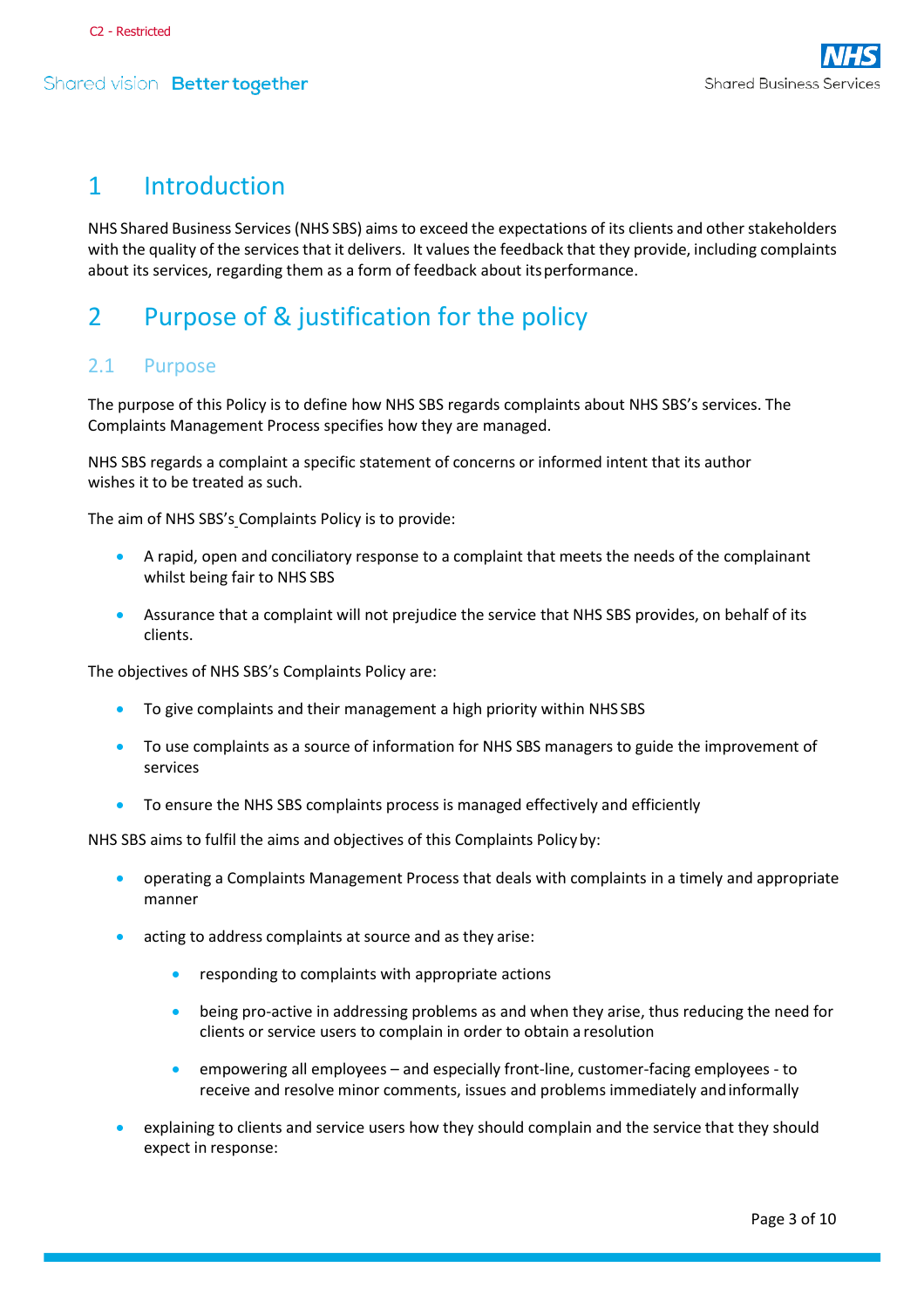# 1 Introduction

NHS Shared Business Services (NHS SBS) aims to exceed the expectations of its clients and other stakeholders with the quality of the services that it delivers. It values the feedback that they provide, including complaints about its services, regarding them as a form of feedback about its performance.

# 2 Purpose of & justification for the policy

## 2.1 Purpose

The purpose of this Policy is to define how NHS SBS regards complaints about NHS SBS's services. The Complaints Management Process specifies how they are managed.

NHS SBS regards a complaint a specific statement of concerns or informed intent that its author wishes it to be treated as such.

The aim of NHS SBS's Complaints Policy is to provide:

- A rapid, open and conciliatory response to a complaint that meets the needs of the complainant whilst being fair to NHS SBS
- Assurance that a complaint will not prejudice the service that NHS SBS provides, on behalf of its clients.

The objectives of NHS SBS's Complaints Policy are:

- To give complaints and their management a high priority within NHS SBS
- To use complaints as a source of information for NHS SBS managers to guide the improvement of services
- To ensure the NHS SBS complaints process is managed effectively and efficiently

NHS SBS aims to fulfil the aims and objectives of this Complaints Policy by:

- operating a Complaints Management Process that deals with complaints in a timely and appropriate manner
- acting to address complaints at source and as they arise:
    - responding to complaints with appropriate actions
    - being pro-active in addressing problems as and when they arise, thus reducing the need for clients or service users to complain in order to obtain a resolution
    - empowering all employees – and especially front-line, customer-facing employees - to receive and resolve minor comments, issues and problems immediately and informally
- explaining to clients and service users how they should complain and the service that they should expect in response: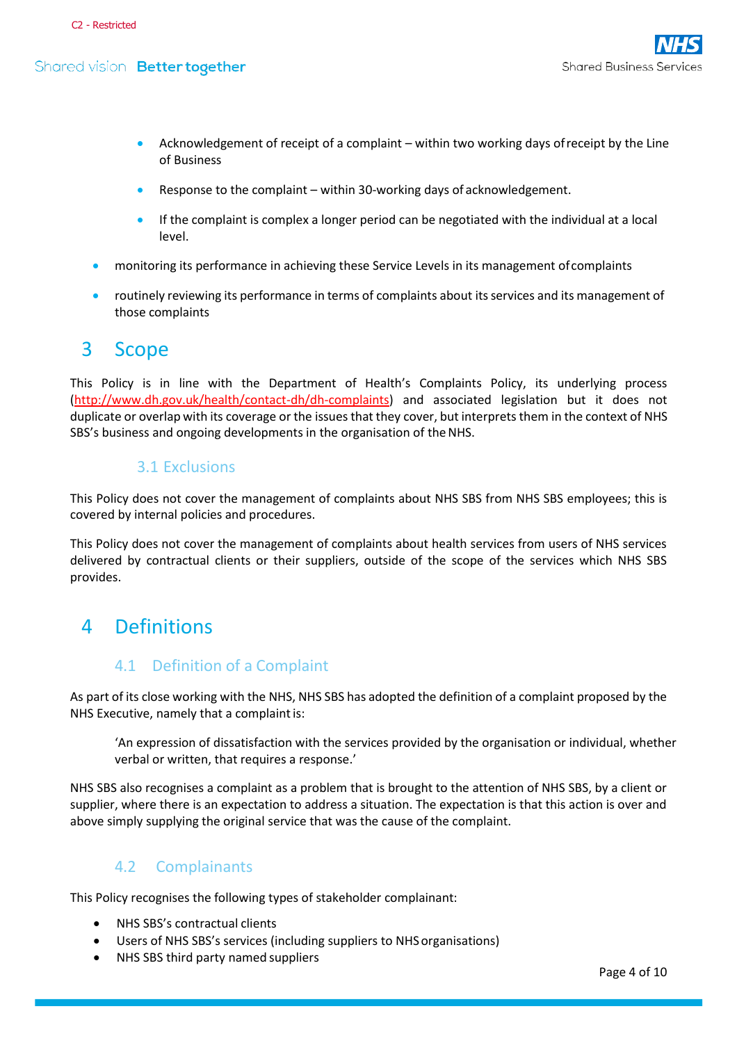- Acknowledgement of receipt of a complaint – within two working days of receipt by the Line of Business
  - Response to the complaint – within 30-working days of acknowledgement.
  - If the complaint is complex a longer period can be negotiated with the individual at a local level.
- monitoring its performance in achieving these Service Levels in its management of complaints
- routinely reviewing its performance in terms of complaints about its services and its management of those complaints

# 3 Scope

This Policy is in line with the Department of Health's Complaints Policy, its underlying process (http://www.dh.gov.uk/health/contact-dh/dh-complaints) and associated legislation but it does not duplicate or overlap with its coverage or the issues that they cover, but interprets them in the context of NHS SBS's business and ongoing developments in the organisation of the NHS.

### 3.1 Exclusions

This Policy does not cover the management of complaints about NHS SBS from NHS SBS employees; this is covered by internal policies and procedures.

This Policy does not cover the management of complaints about health services from users of NHS services delivered by contractual clients or their suppliers, outside of the scope of the services which NHS SBS provides.

# 4 Definitions

## 4.1 Definition of a Complaint

As part of its close working with the NHS, NHS SBS has adopted the definition of a complaint proposed by the NHS Executive, namely that a complaint is:

> 'An expression of dissatisfaction with the services provided by the organisation or individual, whether verbal or written, that requires a response.'

NHS SBS also recognises a complaint as a problem that is brought to the attention of NHS SBS, by a client or supplier, where there is an expectation to address a situation. The expectation is that this action is over and above simply supplying the original service that was the cause of the complaint.

## 4.2 Complainants

This Policy recognises the following types of stakeholder complainant:

- NHS SBS's contractual clients
- Users of NHS SBS's services (including suppliers to NHS organisations)
- NHS SBS third party named suppliers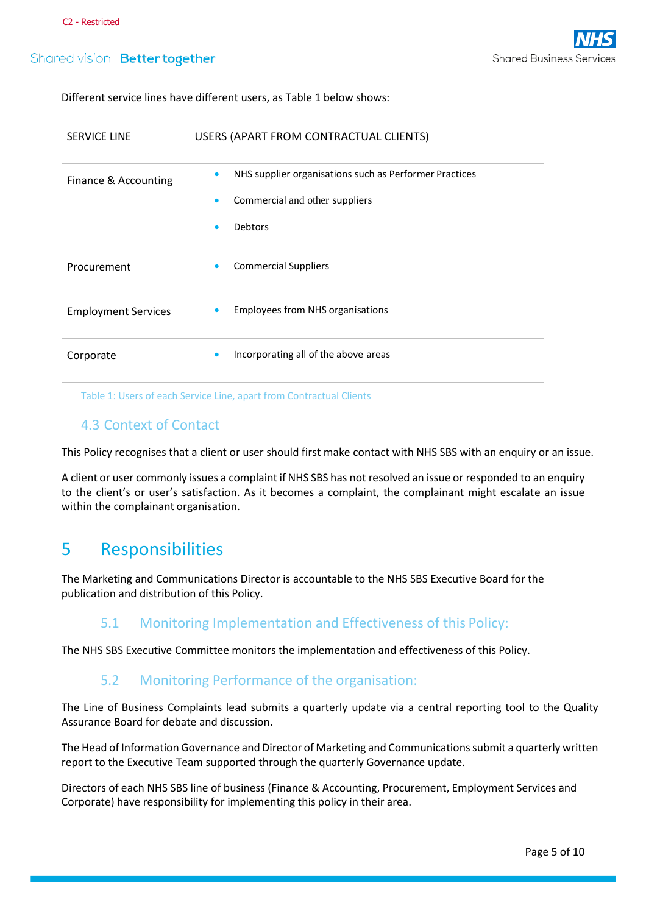Different service lines have different users, as Table 1 below shows:

| SERVICE LINE | USERS (APART FROM CONTRACTUAL CLIENTS) |
| --- | --- |
| Finance & Accounting | • NHS supplier organisations such as Performer Practices<br>• Commercial and other suppliers<br>• Debtors |
| Procurement | • Commercial Suppliers |
| Employment Services | • Employees from NHS organisations |
| Corporate | • Incorporating all of the above areas |

Table 1: Users of each Service Line, apart from Contractual Clients

### 4.3 Context of Contact

This Policy recognises that a client or user should first make contact with NHS SBS with an enquiry or an issue.

A client or user commonly issues a complaint if NHS SBS has not resolved an issue or responded to an enquiry to the client's or user's satisfaction. As it becomes a complaint, the complainant might escalate an issue within the complainant organisation.

# 5 Responsibilities

The Marketing and Communications Director is accountable to the NHS SBS Executive Board for the publication and distribution of this Policy.

### 5.1 Monitoring Implementation and Effectiveness of this Policy:

The NHS SBS Executive Committee monitors the implementation and effectiveness of this Policy.

### 5.2 Monitoring Performance of the organisation:

The Line of Business Complaints lead submits a quarterly update via a central reporting tool to the Quality Assurance Board for debate and discussion.

The Head of Information Governance and Director of Marketing and Communications submit a quarterly written report to the Executive Team supported through the quarterly Governance update.

Directors of each NHS SBS line of business (Finance & Accounting, Procurement, Employment Services and Corporate) have responsibility for implementing this policy in their area.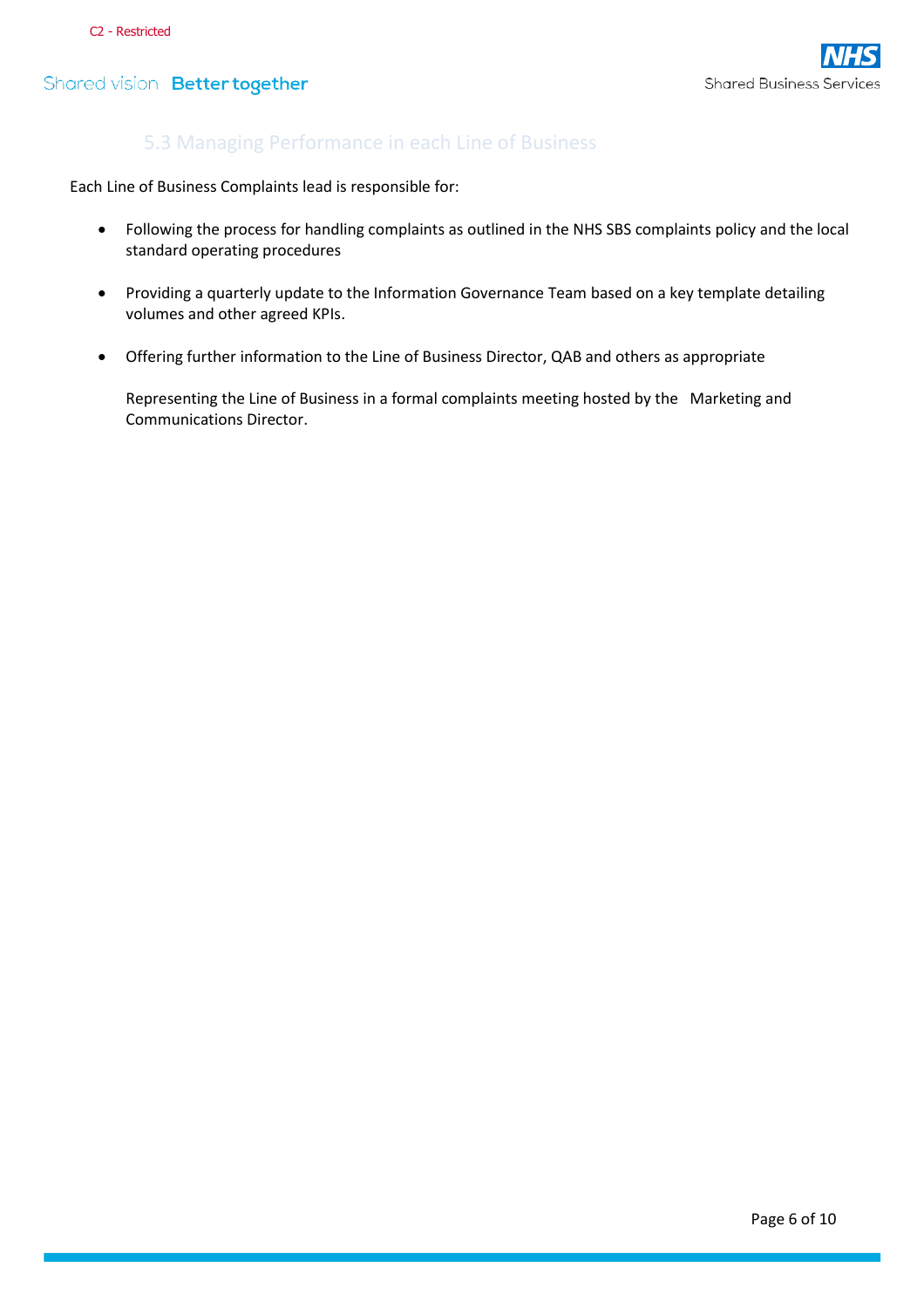### 5.3 Managing Performance in each Line of Business

Each Line of Business Complaints lead is responsible for:

- Following the process for handling complaints as outlined in the NHS SBS complaints policy and the local standard operating procedures

- Providing a quarterly update to the Information Governance Team based on a key template detailing volumes and other agreed KPIs.

- Offering further information to the Line of Business Director, QAB and others as appropriate

  Representing the Line of Business in a formal complaints meeting hosted by the Marketing and Communications Director.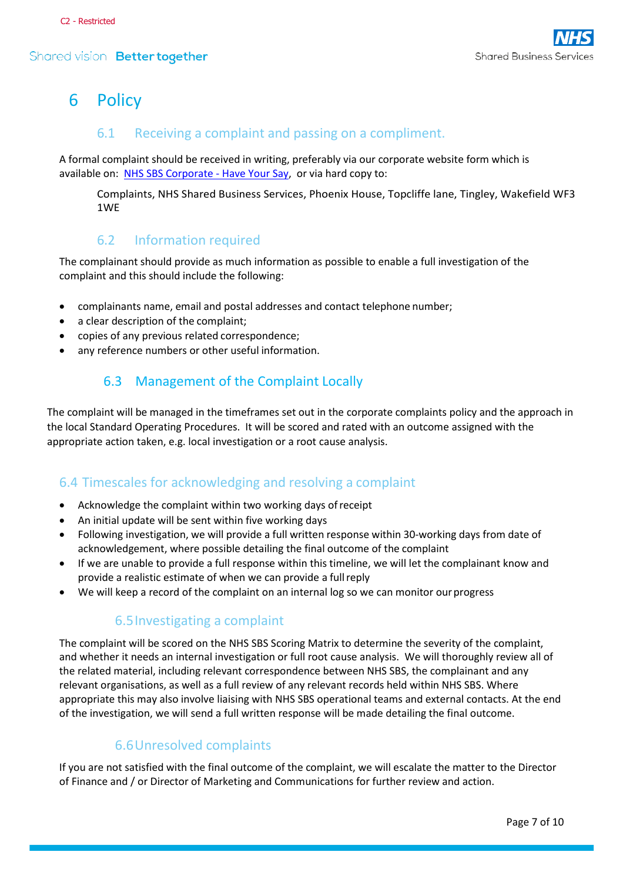# 6 Policy

## 6.1 Receiving a complaint and passing on a compliment.

A formal complaint should be received in writing, preferably via our corporate website form which is available on: NHS SBS Corporate - Have Your Say, or via hard copy to:

> Complaints, NHS Shared Business Services, Phoenix House, Topcliffe lane, Tingley, Wakefield WF3 1WE

## 6.2 Information required

The complainant should provide as much information as possible to enable a full investigation of the complaint and this should include the following:

- complainants name, email and postal addresses and contact telephone number;
- a clear description of the complaint;
- copies of any previous related correspondence;
- any reference numbers or other useful information.

## 6.3 Management of the Complaint Locally

The complaint will be managed in the timeframes set out in the corporate complaints policy and the approach in the local Standard Operating Procedures. It will be scored and rated with an outcome assigned with the appropriate action taken, e.g. local investigation or a root cause analysis.

## 6.4 Timescales for acknowledging and resolving a complaint

- Acknowledge the complaint within two working days of receipt
- An initial update will be sent within five working days
- Following investigation, we will provide a full written response within 30-working days from date of acknowledgement, where possible detailing the final outcome of the complaint
- If we are unable to provide a full response within this timeline, we will let the complainant know and provide a realistic estimate of when we can provide a full reply
- We will keep a record of the complaint on an internal log so we can monitor our progress

## 6.5 Investigating a complaint

The complaint will be scored on the NHS SBS Scoring Matrix to determine the severity of the complaint, and whether it needs an internal investigation or full root cause analysis. We will thoroughly review all of the related material, including relevant correspondence between NHS SBS, the complainant and any relevant organisations, as well as a full review of any relevant records held within NHS SBS. Where appropriate this may also involve liaising with NHS SBS operational teams and external contacts. At the end of the investigation, we will send a full written response will be made detailing the final outcome.

## 6.6 Unresolved complaints

If you are not satisfied with the final outcome of the complaint, we will escalate the matter to the Director of Finance and / or Director of Marketing and Communications for further review and action.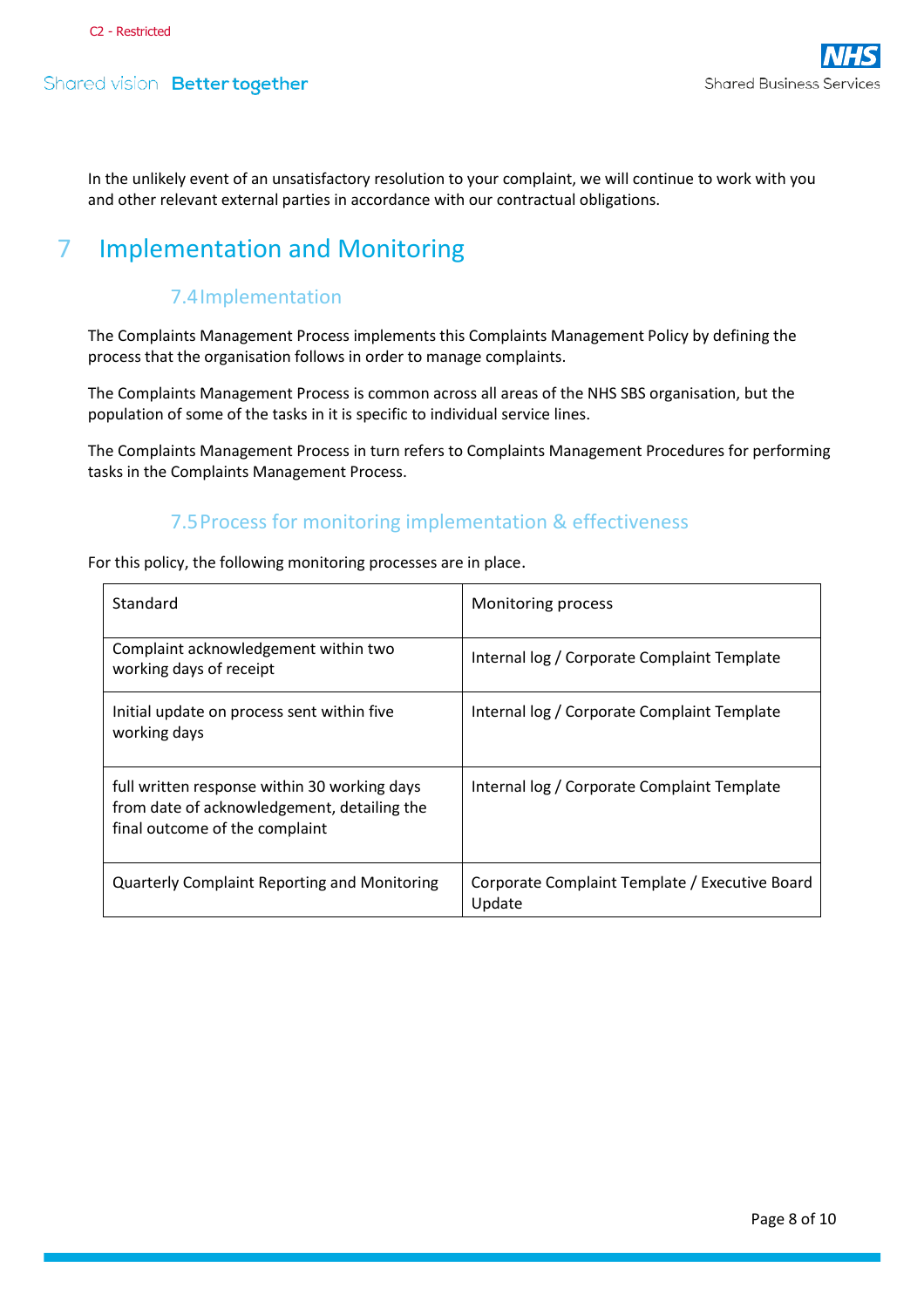In the unlikely event of an unsatisfactory resolution to your complaint, we will continue to work with you and other relevant external parties in accordance with our contractual obligations.

# 7 Implementation and Monitoring

## 7.4 Implementation

The Complaints Management Process implements this Complaints Management Policy by defining the process that the organisation follows in order to manage complaints.

The Complaints Management Process is common across all areas of the NHS SBS organisation, but the population of some of the tasks in it is specific to individual service lines.

The Complaints Management Process in turn refers to Complaints Management Procedures for performing tasks in the Complaints Management Process.

## 7.5 Process for monitoring implementation & effectiveness

For this policy, the following monitoring processes are in place.

| Standard | Monitoring process |
|---|---|
| Complaint acknowledgement within two working days of receipt | Internal log / Corporate Complaint Template |
| Initial update on process sent within five working days | Internal log / Corporate Complaint Template |
| full written response within 30 working days from date of acknowledgement, detailing the final outcome of the complaint | Internal log / Corporate Complaint Template |
| Quarterly Complaint Reporting and Monitoring | Corporate Complaint Template / Executive Board Update |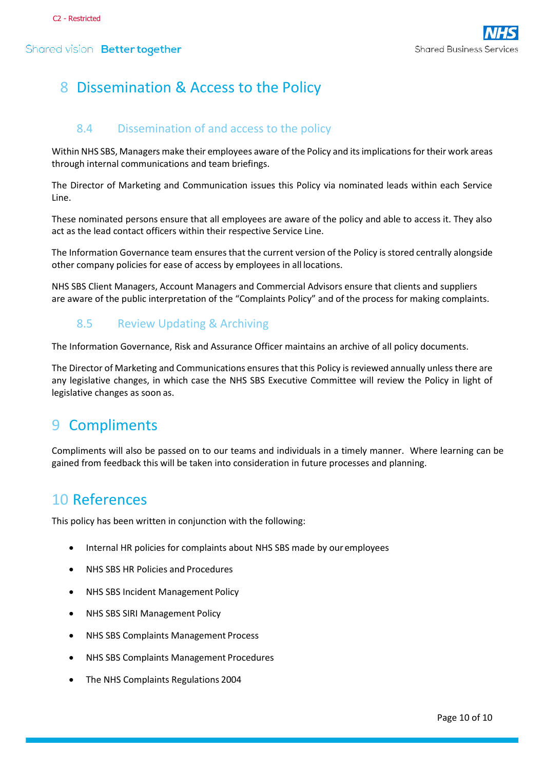# 8 Dissemination & Access to the Policy

## 8.4 Dissemination of and access to the policy

Within NHS SBS, Managers make their employees aware of the Policy and its implications for their work areas through internal communications and team briefings.

The Director of Marketing and Communication issues this Policy via nominated leads within each Service Line.

These nominated persons ensure that all employees are aware of the policy and able to access it. They also act as the lead contact officers within their respective Service Line.

The Information Governance team ensures that the current version of the Policy is stored centrally alongside other company policies for ease of access by employees in all locations.

NHS SBS Client Managers, Account Managers and Commercial Advisors ensure that clients and suppliers are aware of the public interpretation of the “Complaints Policy” and of the process for making complaints.

## 8.5 Review Updating & Archiving

The Information Governance, Risk and Assurance Officer maintains an archive of all policy documents.

The Director of Marketing and Communications ensures that this Policy is reviewed annually unless there are any legislative changes, in which case the NHS SBS Executive Committee will review the Policy in light of legislative changes as soon as.

# 9 Compliments

Compliments will also be passed on to our teams and individuals in a timely manner. Where learning can be gained from feedback this will be taken into consideration in future processes and planning.

# 10 References

This policy has been written in conjunction with the following:

- Internal HR policies for complaints about NHS SBS made by our employees
- NHS SBS HR Policies and Procedures
- NHS SBS Incident Management Policy
- NHS SBS SIRI Management Policy
- NHS SBS Complaints Management Process
- NHS SBS Complaints Management Procedures
- The NHS Complaints Regulations 2004